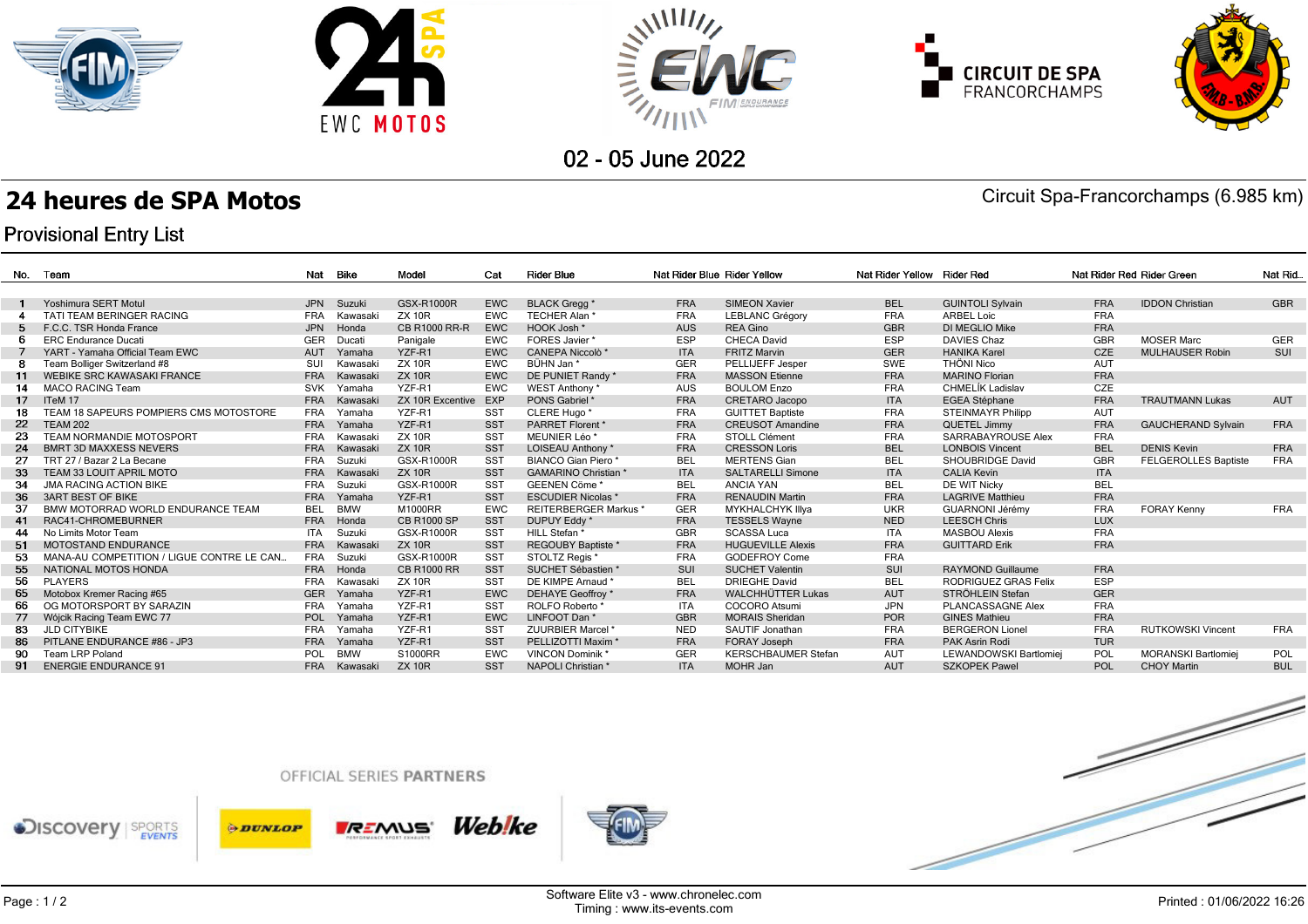02 - 05 June 2022

# 24 heures de SPA Motos

Circuit Spa-Francorchamps (6.985 km)

## Provisional Entry List

| No. | Team | Nat | Bike | Model | Cat | Rider Blue | Nat Rider Blue | Rider Yellow | Nat Rider Yellow | Rider Red | Nat Rider Red | Rider Green | Nat Rid.. |
|---|---|---|---|---|---|---|---|---|---|---|---|---|---|
| 1 | Yoshimura SERT Motul | JPN | Suzuki | GSX-R1000R | EWC | BLACK Gregg * | FRA | SIMEON Xavier | BEL | GUINTOLI Sylvain | FRA | IDDON Christian | GBR |
| 4 | TATI TEAM BERINGER RACING | FRA | Kawasaki | ZX 10R | EWC | TECHER Alan * | FRA | LEBLANC Grégory | FRA | ARBEL Loic | FRA | | |
| 5 | F.C.C. TSR Honda France | JPN | Honda | CB R1000 RR-R | EWC | HOOK Josh * | AUS | REA Gino | GBR | DI MEGLIO Mike | FRA | | |
| 6 | ERC Endurance Ducati | GER | Ducati | Panigale | EWC | FORES Javier * | ESP | CHECA David | ESP | DAVIES Chaz | GBR | MOSER Marc | GER |
| 7 | YART - Yamaha Official Team EWC | AUT | Yamaha | YZF-R1 | EWC | CANEPA Niccolò * | ITA | FRITZ Marvin | GER | HANIKA Karel | CZE | MULHAUSER Robin | SUI |
| 8 | Team Bolliger Switzerland #8 | SUI | Kawasaki | ZX 10R | EWC | BÜHN Jan * | GER | PELLIJEFF Jesper | SWE | THÖNI Nico | AUT | | |
| 11 | WEBIKE SRC KAWASAKI FRANCE | FRA | Kawasaki | ZX 10R | EWC | DE PUNIET Randy * | FRA | MASSON Etienne | FRA | MARINO Florian | FRA | | |
| 14 | MACO RACING Team | SVK | Yamaha | YZF-R1 | EWC | WEST Anthony * | AUS | BOULOM Enzo | FRA | CHMELÍK Ladislav | CZE | | |
| 17 | ITeM 17 | FRA | Kawasaki | ZX 10R Excentive | EXP | PONS Gabriel * | FRA | CRETARO Jacopo | ITA | EGEA Stéphane | FRA | TRAUTMANN Lukas | AUT |
| 18 | TEAM 18 SAPEURS POMPIERS CMS MOTOSTORE | FRA | Yamaha | YZF-R1 | SST | CLERE Hugo * | FRA | GUITTET Baptiste | FRA | STEINMAYR Philipp | AUT | | |
| 22 | TEAM 202 | FRA | Yamaha | YZF-R1 | SST | PARRET Florent * | FRA | CREUSOT Amandine | FRA | QUETEL Jimmy | FRA | GAUCHERAND Sylvain | FRA |
| 23 | TEAM NORMANDIE MOTOSPORT | FRA | Kawasaki | ZX 10R | SST | MEUNIER Léo * | FRA | STOLL Clément | FRA | SARRABAYROUSE Alex | FRA | | |
| 24 | BMRT 3D MAXXESS NEVERS | FRA | Kawasaki | ZX 10R | SST | LOISEAU Anthony * | FRA | CRESSON Loris | BEL | LONBOIS Vincent | BEL | DENIS Kevin | FRA |
| 27 | TRT 27 / Bazar 2 La Becane | FRA | Suzuki | GSX-R1000R | SST | BIANCO Gian Piero * | BEL | MERTENS Gian | BEL | SHOUBRIDGE David | GBR | FELGEROLLES Baptiste | FRA |
| 33 | TEAM 33 LOUIT APRIL MOTO | FRA | Kawasaki | ZX 10R | SST | GAMARINO Christian * | ITA | SALTARELLI Simone | ITA | CALIA Kevin | ITA | | |
| 34 | JMA RACING ACTION BIKE | FRA | Suzuki | GSX-R1000R | SST | GEENEN Côme * | BEL | ANCIA YAN | BEL | DE WIT Nicky | BEL | | |
| 36 | 3ART BEST OF BIKE | FRA | Yamaha | YZF-R1 | SST | ESCUDIER Nicolas * | FRA | RENAUDIN Martin | FRA | LAGRIVE Matthieu | FRA | | |
| 37 | BMW MOTORRAD WORLD ENDURANCE TEAM | BEL | BMW | M1000RR | EWC | REITERBERGER Markus * | GER | MYKHALCHYK Illya | UKR | GUARNONI Jérémy | FRA | FORAY Kenny | FRA |
| 41 | RAC41-CHROMEBURNER | FRA | Honda | CB R1000 SP | SST | DUPUY Eddy * | FRA | TESSELS Wayne | NED | LEESCH Chris | LUX | | |
| 44 | No Limits Motor Team | ITA | Suzuki | GSX-R1000R | SST | HILL Stefan * | GBR | SCASSA Luca | ITA | MASBOU Alexis | FRA | | |
| 51 | MOTOSTAND ENDURANCE | FRA | Kawasaki | ZX 10R | SST | REGOUBY Baptiste * | FRA | HUGUEVILLE Alexis | FRA | GUITTARD Erik | FRA | | |
| 53 | MANA-AU COMPETITION / LIGUE CONTRE LE CAN... | FRA | Suzuki | GSX-R1000R | SST | STOLTZ Regis * | FRA | GODEFROY Come | FRA | | | | |
| 55 | NATIONAL MOTOS HONDA | FRA | Honda | CB R1000 RR | SST | SUCHET Sébastien * | SUI | SUCHET Valentin | SUI | RAYMOND Guillaume | FRA | | |
| 56 | PLAYERS | FRA | Kawasaki | ZX 10R | SST | DE KIMPE Arnaud * | BEL | DRIEGHE David | BEL | RODRIGUEZ GRAS Felix | ESP | | |
| 65 | Motobox Kremer Racing #65 | GER | Yamaha | YZF-R1 | EWC | DEHAYE Geoffroy * | FRA | WALCHHÜTTER Lukas | AUT | STRÖHLEIN Stefan | GER | | |
| 66 | OG MOTORSPORT BY SARAZIN | FRA | Yamaha | YZF-R1 | SST | ROLFO Roberto * | ITA | COCORO Atsumi | JPN | PLANCASSAGNE Alex | FRA | | |
| 77 | Wójcik Racing Team EWC 77 | POL | Yamaha | YZF-R1 | EWC | LINFOOT Dan * | GBR | MORAIS Sheridan | POR | GINES Mathieu | FRA | | |
| 83 | JLD CITYBIKE | FRA | Yamaha | YZF-R1 | SST | ZUURBIER Marcel * | NED | SAUTIF Jonathan | FRA | BERGERON Lionel | FRA | RUTKOWSKI Vincent | FRA |
| 86 | PITLANE ENDURANCE #86 - JP3 | FRA | Yamaha | YZF-R1 | SST | PELLIZOTTI Maxim * | FRA | FORAY Joseph | FRA | PAK Asrin Rodi | TUR | | |
| 90 | Team LRP Poland | POL | BMW | S1000RR | EWC | VINCON Dominik * | GER | KERSCHBAUMER Stefan | AUT | LEWANDOWSKI Bartlomiej | POL | MORANSKI Bartlomiej | POL |
| 91 | ENERGIE ENDURANCE 91 | FRA | Kawasaki | ZX 10R | SST | NAPOLI Christian * | ITA | MOHR Jan | AUT | SZKOPEK Pawel | POL | CHOY Martin | BUL |

OFFICIAL SERIES PARTNERS

Software Elite v3 - www.chronelec.com
Timing : www.its-events.com

Printed : 01/06/2022 16:26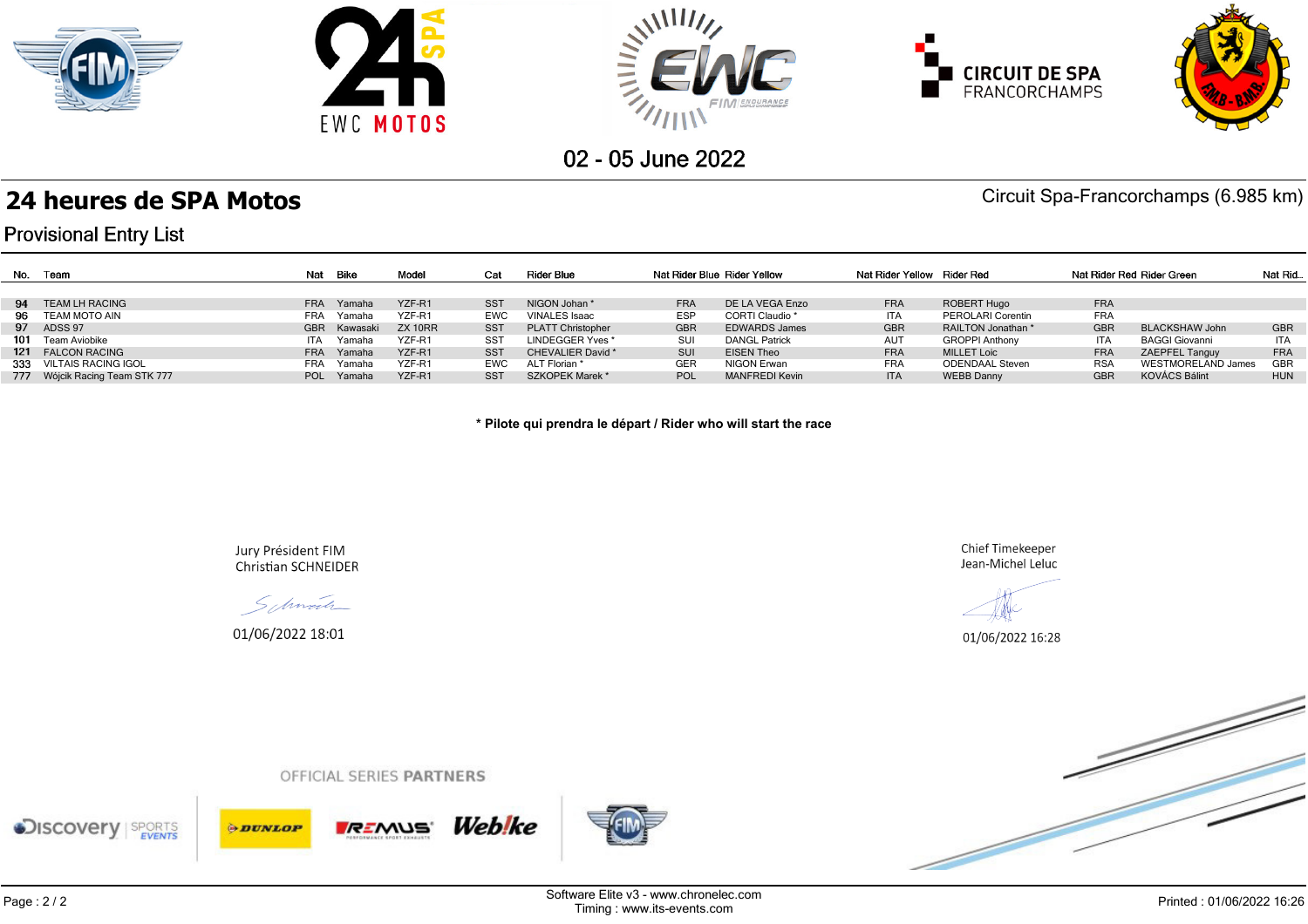02 - 05 June 2022

# 24 heures de SPA Motos

Circuit Spa-Francorchamps (6.985 km)

## Provisional Entry List

| No. | Team | Nat | Bike | Model | Cat | Rider Blue | Nat Rider Blue | Rider Yellow | Nat Rider Yellow | Rider Red | Nat Rider Red | Rider Green | Nat Rid.. |
|---|---|---|---|---|---|---|---|---|---|---|---|---|---|
| 94 | TEAM LH RACING | FRA | Yamaha | YZF-R1 | SST | NIGON Johan * | FRA | DE LA VEGA Enzo | FRA | ROBERT Hugo | FRA | | |
| 96 | TEAM MOTO AIN | FRA | Yamaha | YZF-R1 | EWC | VINALES Isaac | ESP | CORTI Claudio * | ITA | PEROLARI Corentin | FRA | | |
| 97 | ADSS 97 | GBR | Kawasaki | ZX 10RR | SST | PLATT Christopher | GBR | EDWARDS James | GBR | RAILTON Jonathan * | GBR | BLACKSHAW John | GBR |
| 101 | Team Aviobike | ITA | Yamaha | YZF-R1 | SST | LINDEGGER Yves * | SUI | DANGL Patrick | AUT | GROPPI Anthony | ITA | BAGGI Giovanni | ITA |
| 121 | FALCON RACING | FRA | Yamaha | YZF-R1 | SST | CHEVALIER David * | SUI | EISEN Theo | FRA | MILLET Loic | FRA | ZAEPFEL Tanguy | FRA |
| 333 | VILTAIS RACING IGOL | FRA | Yamaha | YZF-R1 | EWC | ALT Florian * | GER | NIGON Erwan | FRA | ODENDAAL Steven | RSA | WESTMORELAND James | GBR |
| 777 | Wójcik Racing Team STK 777 | POL | Yamaha | YZF-R1 | SST | SZKOPEK Marek * | POL | MANFREDI Kevin | ITA | WEBB Danny | GBR | KOVÁCS Bálint | HUN |

**\* Pilote qui prendra le départ / Rider who will start the race**

Jury Président FIM
Christian SCHNEIDER

01/06/2022 18:01

Chief Timekeeper
Jean-Michel Leluc

01/06/2022 16:28

OFFICIAL SERIES PARTNERS

Software Elite v3 - www.chronelec.com
Timing : www.its-events.com

Printed : 01/06/2022 16:26